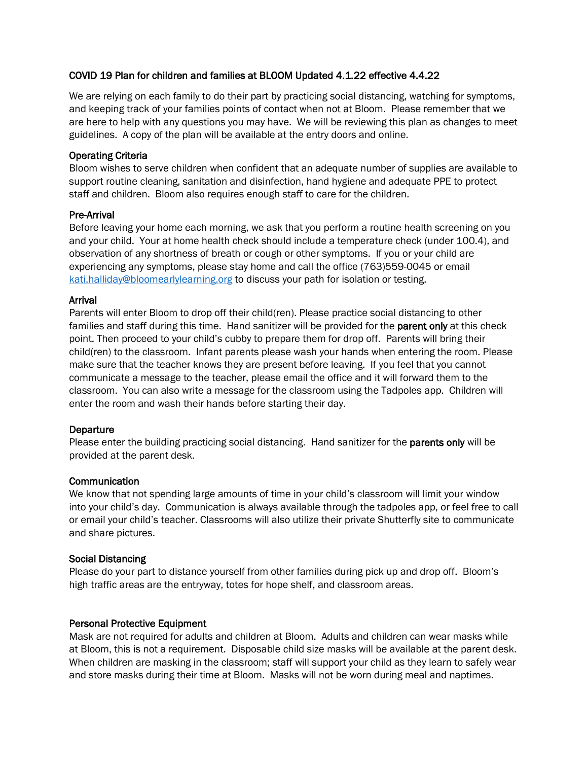# COVID 19 Plan for children and families at BLOOM Updated 4.1.22 effective 4.4.22

We are relying on each family to do their part by practicing social distancing, watching for symptoms, and keeping track of your families points of contact when not at Bloom. Please remember that we are here to help with any questions you may have. We will be reviewing this plan as changes to meet guidelines. A copy of the plan will be available at the entry doors and online.

## Operating Criteria

Bloom wishes to serve children when confident that an adequate number of supplies are available to support routine cleaning, sanitation and disinfection, hand hygiene and adequate PPE to protect staff and children. Bloom also requires enough staff to care for the children.

## Pre-Arrival

Before leaving your home each morning, we ask that you perform a routine health screening on you and your child. Your at home health check should include a temperature check (under 100.4), and observation of any shortness of breath or cough or other symptoms. If you or your child are experiencing any symptoms, please stay home and call the office (763)559-0045 or email kati.halliday@bloomearlylearning.org to discuss your path for isolation or testing.

## Arrival

Parents will enter Bloom to drop off their child(ren). Please practice social distancing to other families and staff during this time. Hand sanitizer will be provided for the **parent only** at this check point. Then proceed to your child's cubby to prepare them for drop off. Parents will bring their child(ren) to the classroom. Infant parents please wash your hands when entering the room. Please make sure that the teacher knows they are present before leaving. If you feel that you cannot communicate a message to the teacher, please email the office and it will forward them to the classroom. You can also write a message for the classroom using the Tadpoles app. Children will enter the room and wash their hands before starting their day.

## Departure

Please enter the building practicing social distancing. Hand sanitizer for the **parents only** will be provided at the parent desk.

## Communication

We know that not spending large amounts of time in your child's classroom will limit your window into your child's day. Communication is always available through the tadpoles app, or feel free to call or email your child's teacher. Classrooms will also utilize their private Shutterfly site to communicate and share pictures.

## Social Distancing

Please do your part to distance yourself from other families during pick up and drop off. Bloom's high traffic areas are the entryway, totes for hope shelf, and classroom areas.

## Personal Protective Equipment

Mask are not required for adults and children at Bloom. Adults and children can wear masks while at Bloom, this is not a requirement. Disposable child size masks will be available at the parent desk. When children are masking in the classroom; staff will support your child as they learn to safely wear and store masks during their time at Bloom. Masks will not be worn during meal and naptimes.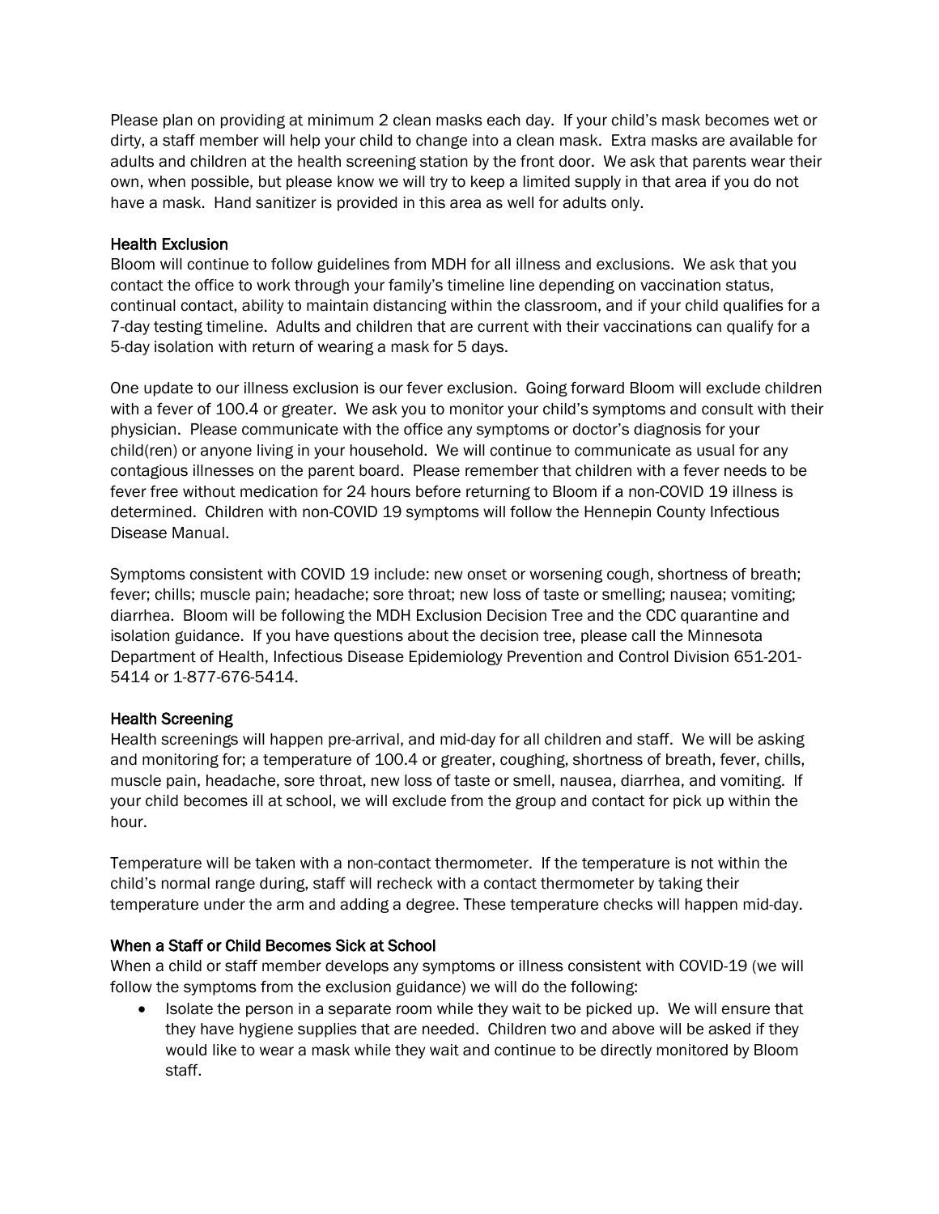Please plan on providing at minimum 2 clean masks each day. If your child's mask becomes wet or dirty, a staff member will help your child to change into a clean mask. Extra masks are available for adults and children at the health screening station by the front door. We ask that parents wear their own, when possible, but please know we will try to keep a limited supply in that area if you do not have a mask. Hand sanitizer is provided in this area as well for adults only.

## Health Exclusion

Bloom will continue to follow guidelines from MDH for all illness and exclusions. We ask that you contact the office to work through your family's timeline line depending on vaccination status, continual contact, ability to maintain distancing within the classroom, and if your child qualifies for a 7-day testing timeline. Adults and children that are current with their vaccinations can qualify for a 5-day isolation with return of wearing a mask for 5 days.

One update to our illness exclusion is our fever exclusion. Going forward Bloom will exclude children with a fever of 100.4 or greater. We ask you to monitor your child's symptoms and consult with their physician. Please communicate with the office any symptoms or doctor's diagnosis for your child(ren) or anyone living in your household. We will continue to communicate as usual for any contagious illnesses on the parent board. Please remember that children with a fever needs to be fever free without medication for 24 hours before returning to Bloom if a non-COVID 19 illness is determined. Children with non-COVID 19 symptoms will follow the Hennepin County Infectious Disease Manual.

Symptoms consistent with COVID 19 include: new onset or worsening cough, shortness of breath; fever; chills; muscle pain; headache; sore throat; new loss of taste or smelling; nausea; vomiting; diarrhea. Bloom will be following the MDH Exclusion Decision Tree and the CDC quarantine and isolation guidance. If you have questions about the decision tree, please call the Minnesota Department of Health, Infectious Disease Epidemiology Prevention and Control Division 651-201-5414 or 1-877-676-5414.

## Health Screening

Health screenings will happen pre-arrival, and mid-day for all children and staff. We will be asking and monitoring for; a temperature of 100.4 or greater, coughing, shortness of breath, fever, chills, muscle pain, headache, sore throat, new loss of taste or smell, nausea, diarrhea, and vomiting. If your child becomes ill at school, we will exclude from the group and contact for pick up within the hour.

Temperature will be taken with a non-contact thermometer. If the temperature is not within the child's normal range during, staff will recheck with a contact thermometer by taking their temperature under the arm and adding a degree. These temperature checks will happen mid-day.

## When a Staff or Child Becomes Sick at School

When a child or staff member develops any symptoms or illness consistent with COVID-19 (we will follow the symptoms from the exclusion guidance) we will do the following:

- Isolate the person in a separate room while they wait to be picked up. We will ensure that they have hygiene supplies that are needed. Children two and above will be asked if they would like to wear a mask while they wait and continue to be directly monitored by Bloom staff.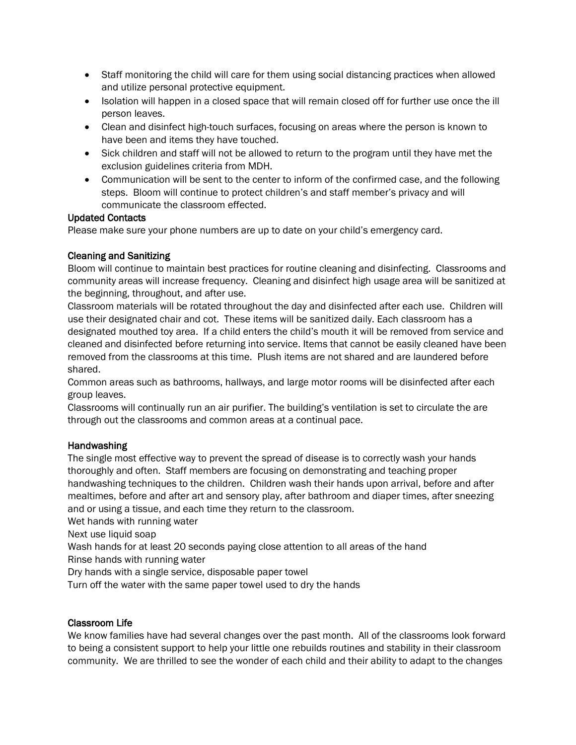- Staff monitoring the child will care for them using social distancing practices when allowed and utilize personal protective equipment.
- Isolation will happen in a closed space that will remain closed off for further use once the ill person leaves.
- Clean and disinfect high-touch surfaces, focusing on areas where the person is known to have been and items they have touched.
- Sick children and staff will not be allowed to return to the program until they have met the exclusion guidelines criteria from MDH.
- Communication will be sent to the center to inform of the confirmed case, and the following steps. Bloom will continue to protect children's and staff member's privacy and will communicate the classroom effected.

### Updated Contacts

Please make sure your phone numbers are up to date on your child's emergency card.

### Cleaning and Sanitizing

Bloom will continue to maintain best practices for routine cleaning and disinfecting. Classrooms and community areas will increase frequency. Cleaning and disinfect high usage area will be sanitized at the beginning, throughout, and after use.

Classroom materials will be rotated throughout the day and disinfected after each use. Children will use their designated chair and cot. These items will be sanitized daily. Each classroom has a designated mouthed toy area. If a child enters the child's mouth it will be removed from service and cleaned and disinfected before returning into service. Items that cannot be easily cleaned have been removed from the classrooms at this time. Plush items are not shared and are laundered before shared.

Common areas such as bathrooms, hallways, and large motor rooms will be disinfected after each group leaves.

Classrooms will continually run an air purifier. The building's ventilation is set to circulate the are through out the classrooms and common areas at a continual pace.

### Handwashing

The single most effective way to prevent the spread of disease is to correctly wash your hands thoroughly and often. Staff members are focusing on demonstrating and teaching proper handwashing techniques to the children. Children wash their hands upon arrival, before and after mealtimes, before and after art and sensory play, after bathroom and diaper times, after sneezing and or using a tissue, and each time they return to the classroom.

Wet hands with running water

Next use liquid soap

Wash hands for at least 20 seconds paying close attention to all areas of the hand

Rinse hands with running water

Dry hands with a single service, disposable paper towel

Turn off the water with the same paper towel used to dry the hands

### Classroom Life

We know families have had several changes over the past month. All of the classrooms look forward to being a consistent support to help your little one rebuilds routines and stability in their classroom community. We are thrilled to see the wonder of each child and their ability to adapt to the changes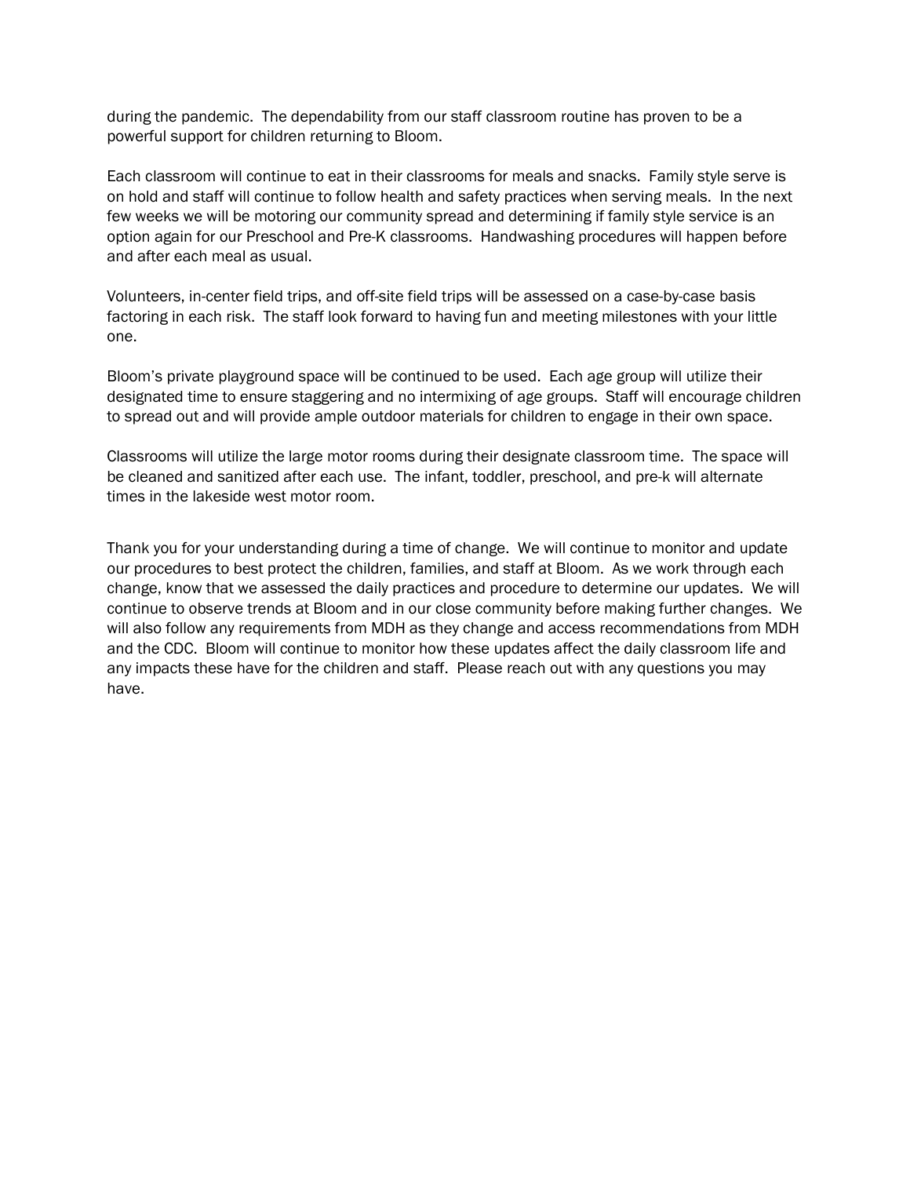during the pandemic. The dependability from our staff classroom routine has proven to be a powerful support for children returning to Bloom.

Each classroom will continue to eat in their classrooms for meals and snacks. Family style serve is on hold and staff will continue to follow health and safety practices when serving meals. In the next few weeks we will be motoring our community spread and determining if family style service is an option again for our Preschool and Pre-K classrooms. Handwashing procedures will happen before and after each meal as usual.

Volunteers, in-center field trips, and off-site field trips will be assessed on a case-by-case basis factoring in each risk. The staff look forward to having fun and meeting milestones with your little one.

Bloom's private playground space will be continued to be used. Each age group will utilize their designated time to ensure staggering and no intermixing of age groups. Staff will encourage children to spread out and will provide ample outdoor materials for children to engage in their own space.

Classrooms will utilize the large motor rooms during their designate classroom time. The space will be cleaned and sanitized after each use. The infant, toddler, preschool, and pre-k will alternate times in the lakeside west motor room.

Thank you for your understanding during a time of change. We will continue to monitor and update our procedures to best protect the children, families, and staff at Bloom. As we work through each change, know that we assessed the daily practices and procedure to determine our updates. We will continue to observe trends at Bloom and in our close community before making further changes. We will also follow any requirements from MDH as they change and access recommendations from MDH and the CDC. Bloom will continue to monitor how these updates affect the daily classroom life and any impacts these have for the children and staff. Please reach out with any questions you may have.